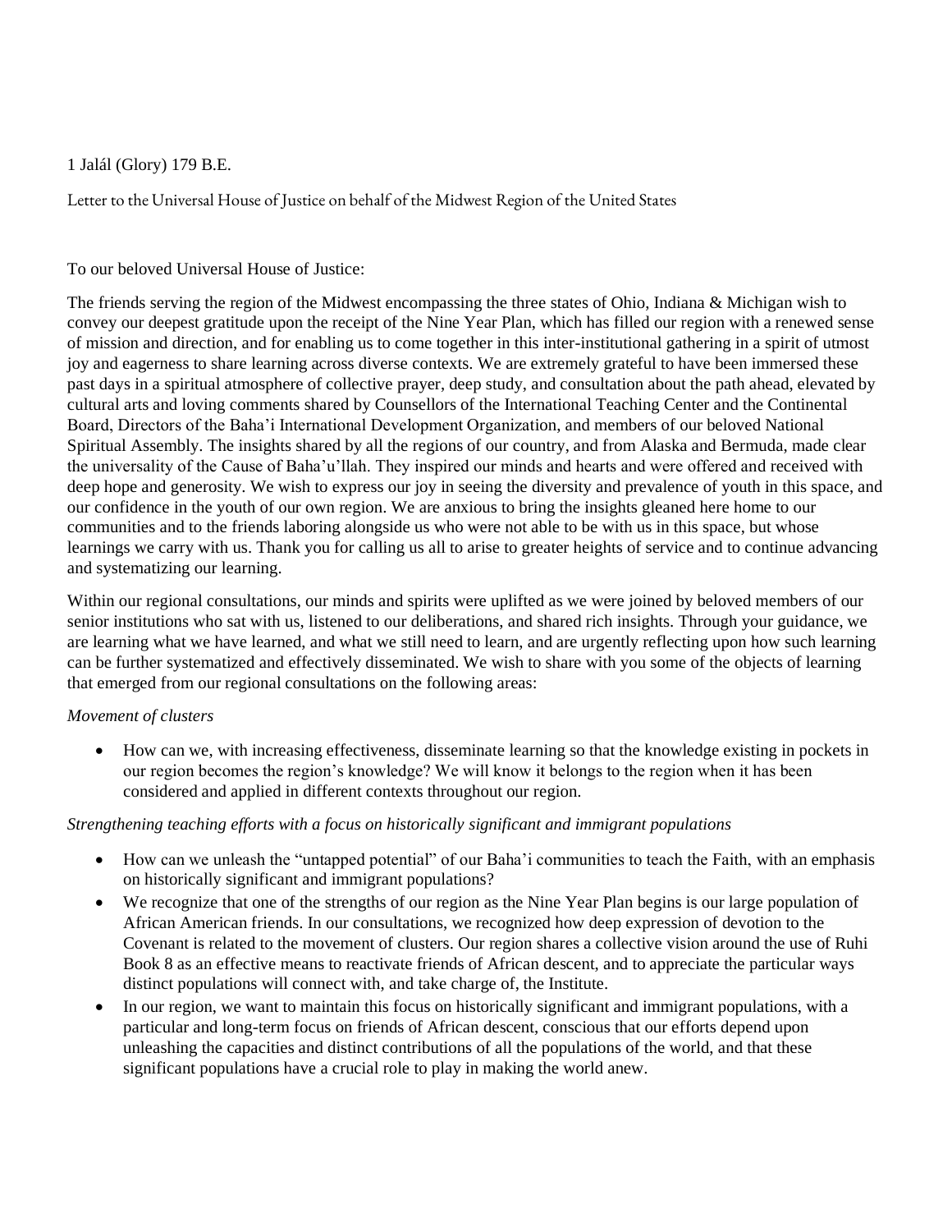1 Jalál (Glory) 179 B.E.

Letter to the Universal House of Justice on behalf of the Midwest Region of the United States

To our beloved Universal House of Justice:

The friends serving the region of the Midwest encompassing the three states of Ohio, Indiana & Michigan wish to convey our deepest gratitude upon the receipt of the Nine Year Plan, which has filled our region with a renewed sense of mission and direction, and for enabling us to come together in this inter-institutional gathering in a spirit of utmost joy and eagerness to share learning across diverse contexts. We are extremely grateful to have been immersed these past days in a spiritual atmosphere of collective prayer, deep study, and consultation about the path ahead, elevated by cultural arts and loving comments shared by Counsellors of the International Teaching Center and the Continental Board, Directors of the Baha'i International Development Organization, and members of our beloved National Spiritual Assembly. The insights shared by all the regions of our country, and from Alaska and Bermuda, made clear the universality of the Cause of Baha'u'llah. They inspired our minds and hearts and were offered and received with deep hope and generosity. We wish to express our joy in seeing the diversity and prevalence of youth in this space, and our confidence in the youth of our own region. We are anxious to bring the insights gleaned here home to our communities and to the friends laboring alongside us who were not able to be with us in this space, but whose learnings we carry with us. Thank you for calling us all to arise to greater heights of service and to continue advancing and systematizing our learning.

Within our regional consultations, our minds and spirits were uplifted as we were joined by beloved members of our senior institutions who sat with us, listened to our deliberations, and shared rich insights. Through your guidance, we are learning what we have learned, and what we still need to learn, and are urgently reflecting upon how such learning can be further systematized and effectively disseminated. We wish to share with you some of the objects of learning that emerged from our regional consultations on the following areas:

*Movement of clusters*

- How can we, with increasing effectiveness, disseminate learning so that the knowledge existing in pockets in our region becomes the region's knowledge? We will know it belongs to the region when it has been considered and applied in different contexts throughout our region.

*Strengthening teaching efforts with a focus on historically significant and immigrant populations*

- How can we unleash the "untapped potential" of our Baha'i communities to teach the Faith, with an emphasis on historically significant and immigrant populations?
- We recognize that one of the strengths of our region as the Nine Year Plan begins is our large population of African American friends. In our consultations, we recognized how deep expression of devotion to the Covenant is related to the movement of clusters. Our region shares a collective vision around the use of Ruhi Book 8 as an effective means to reactivate friends of African descent, and to appreciate the particular ways distinct populations will connect with, and take charge of, the Institute.
- In our region, we want to maintain this focus on historically significant and immigrant populations, with a particular and long-term focus on friends of African descent, conscious that our efforts depend upon unleashing the capacities and distinct contributions of all the populations of the world, and that these significant populations have a crucial role to play in making the world anew.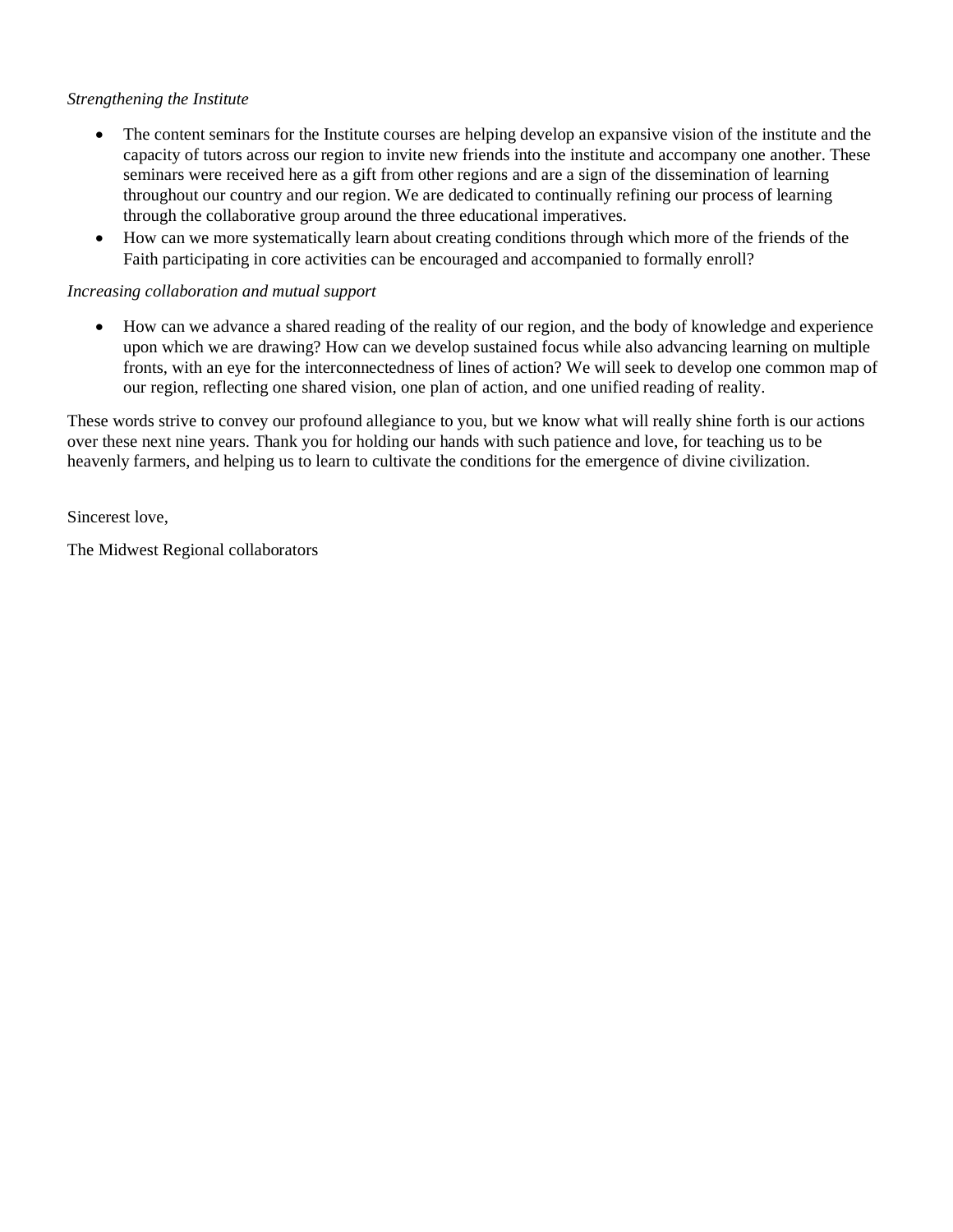*Strengthening the Institute*

- The content seminars for the Institute courses are helping develop an expansive vision of the institute and the capacity of tutors across our region to invite new friends into the institute and accompany one another. These seminars were received here as a gift from other regions and are a sign of the dissemination of learning throughout our country and our region. We are dedicated to continually refining our process of learning through the collaborative group around the three educational imperatives.
- How can we more systematically learn about creating conditions through which more of the friends of the Faith participating in core activities can be encouraged and accompanied to formally enroll?

*Increasing collaboration and mutual support*

- How can we advance a shared reading of the reality of our region, and the body of knowledge and experience upon which we are drawing? How can we develop sustained focus while also advancing learning on multiple fronts, with an eye for the interconnectedness of lines of action? We will seek to develop one common map of our region, reflecting one shared vision, one plan of action, and one unified reading of reality.

These words strive to convey our profound allegiance to you, but we know what will really shine forth is our actions over these next nine years. Thank you for holding our hands with such patience and love, for teaching us to be heavenly farmers, and helping us to learn to cultivate the conditions for the emergence of divine civilization.

Sincerest love,

The Midwest Regional collaborators